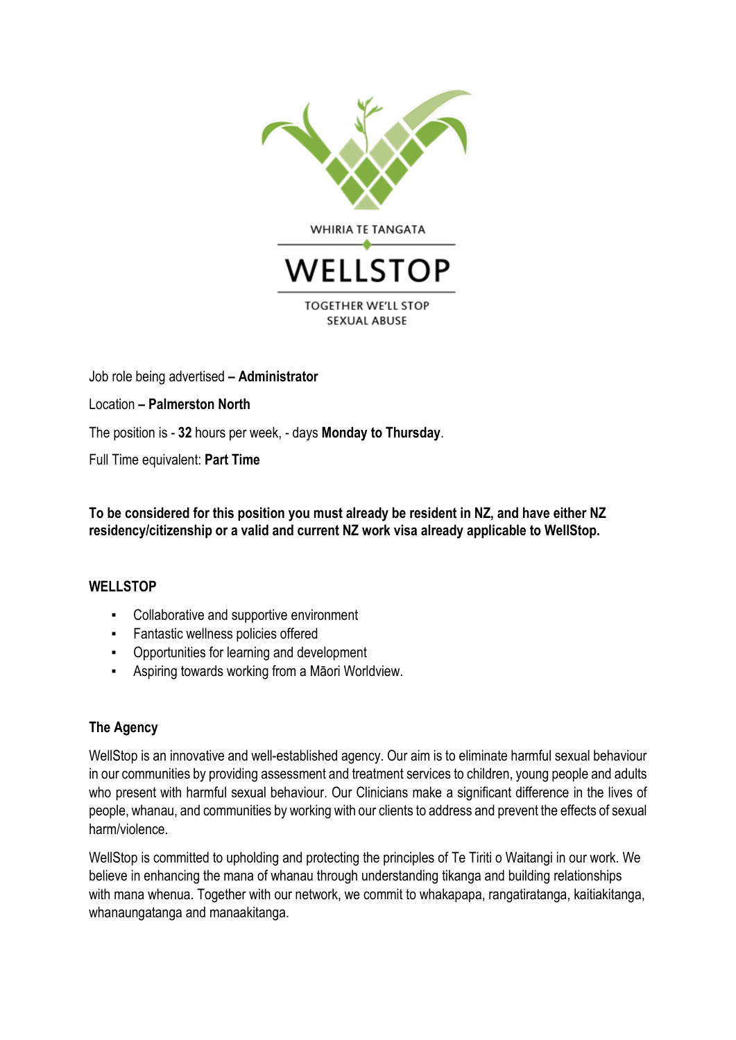WHIRIA TE TANGATA

# WELLSTOP

TOGETHER WE'LL STOP SEXUAL ABUSE

Job role being advertised **– Administrator**

Location **– Palmerston North**

The position is - **32** hours per week, - days **Monday to Thursday**.

Full Time equivalent: **Part Time**

**To be considered for this position you must already be resident in NZ, and have either NZ residency/citizenship or a valid and current NZ work visa already applicable to WellStop.**

## WELLSTOP

- Collaborative and supportive environment
- Fantastic wellness policies offered
- Opportunities for learning and development
- Aspiring towards working from a Māori Worldview.

## The Agency

WellStop is an innovative and well-established agency. Our aim is to eliminate harmful sexual behaviour in our communities by providing assessment and treatment services to children, young people and adults who present with harmful sexual behaviour. Our Clinicians make a significant difference in the lives of people, whanau, and communities by working with our clients to address and prevent the effects of sexual harm/violence.

WellStop is committed to upholding and protecting the principles of Te Tiriti o Waitangi in our work. We believe in enhancing the mana of whanau through understanding tikanga and building relationships with mana whenua. Together with our network, we commit to whakapapa, rangatiratanga, kaitiakitanga, whanaungatanga and manaakitanga.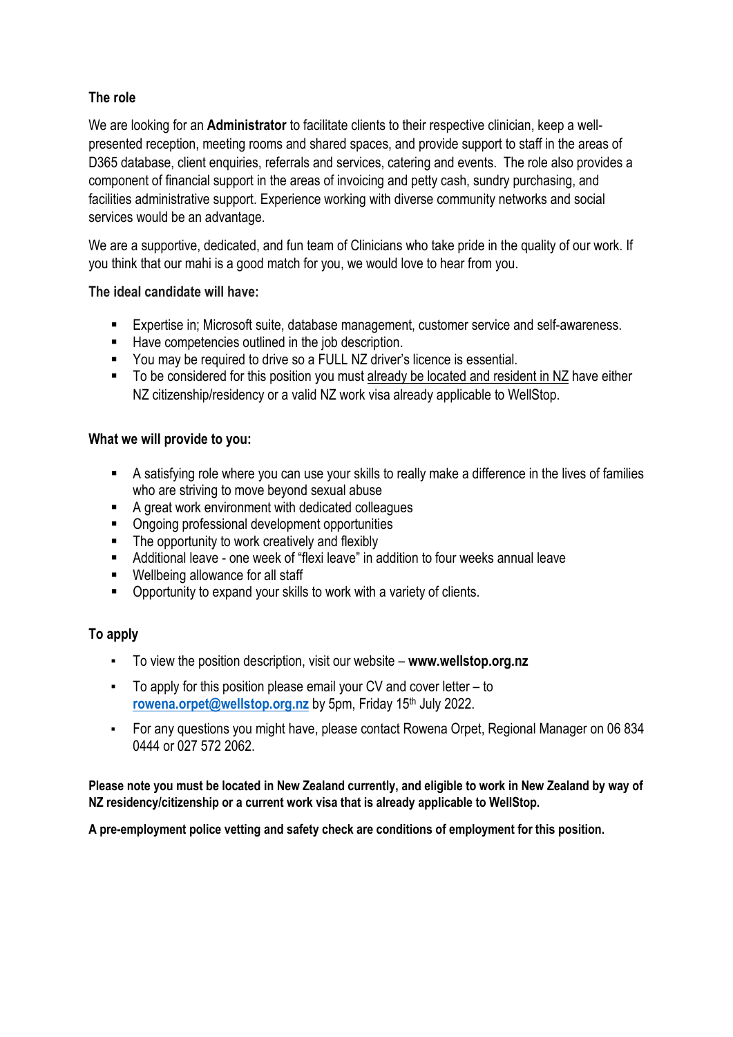## The role

We are looking for an **Administrator** to facilitate clients to their respective clinician, keep a well-presented reception, meeting rooms and shared spaces, and provide support to staff in the areas of D365 database, client enquiries, referrals and services, catering and events. The role also provides a component of financial support in the areas of invoicing and petty cash, sundry purchasing, and facilities administrative support. Experience working with diverse community networks and social services would be an advantage.

We are a supportive, dedicated, and fun team of Clinicians who take pride in the quality of our work. If you think that our mahi is a good match for you, we would love to hear from you.

**The ideal candidate will have:**

- Expertise in; Microsoft suite, database management, customer service and self-awareness.
- Have competencies outlined in the job description.
- You may be required to drive so a FULL NZ driver's licence is essential.
- To be considered for this position you must already be located and resident in NZ have either NZ citizenship/residency or a valid NZ work visa already applicable to WellStop.

**What we will provide to you:**

- A satisfying role where you can use your skills to really make a difference in the lives of families who are striving to move beyond sexual abuse
- A great work environment with dedicated colleagues
- Ongoing professional development opportunities
- The opportunity to work creatively and flexibly
- Additional leave - one week of "flexi leave" in addition to four weeks annual leave
- Wellbeing allowance for all staff
- Opportunity to expand your skills to work with a variety of clients.

## To apply

- To view the position description, visit our website – **www.wellstop.org.nz**
- To apply for this position please email your CV and cover letter – to **rowena.orpet@wellstop.org.nz** by 5pm, Friday 15th July 2022.
- For any questions you might have, please contact Rowena Orpet, Regional Manager on 06 834 0444 or 027 572 2062.

**Please note you must be located in New Zealand currently, and eligible to work in New Zealand by way of NZ residency/citizenship or a current work visa that is already applicable to WellStop.**

**A pre-employment police vetting and safety check are conditions of employment for this position.**